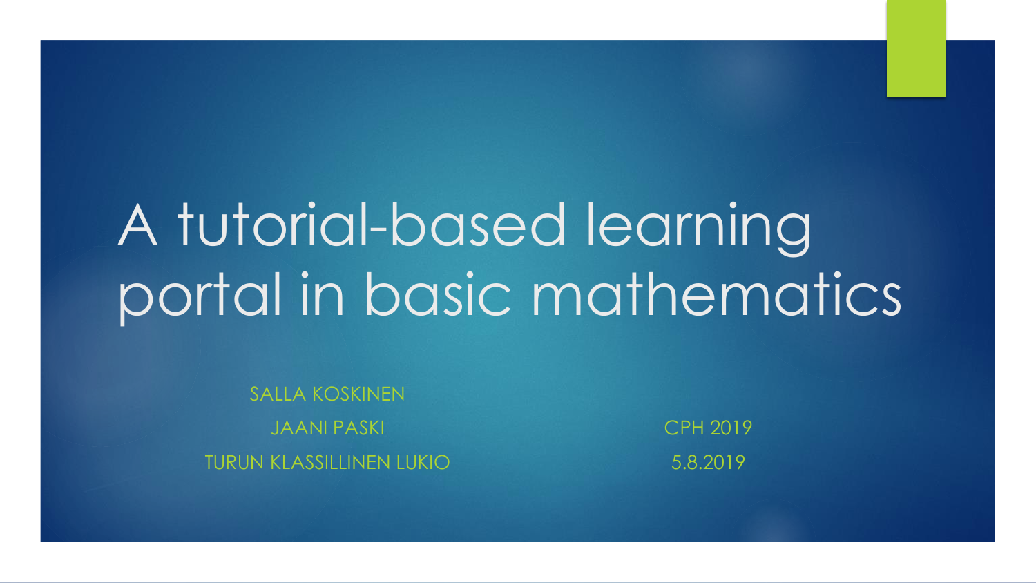# A tutorial-based learning portal in basic mathematics

SALLA KOSKINEN

JAANI PASKI

TURUN KLASSILLINEN LUKIO

CPH 2019

5.8.2019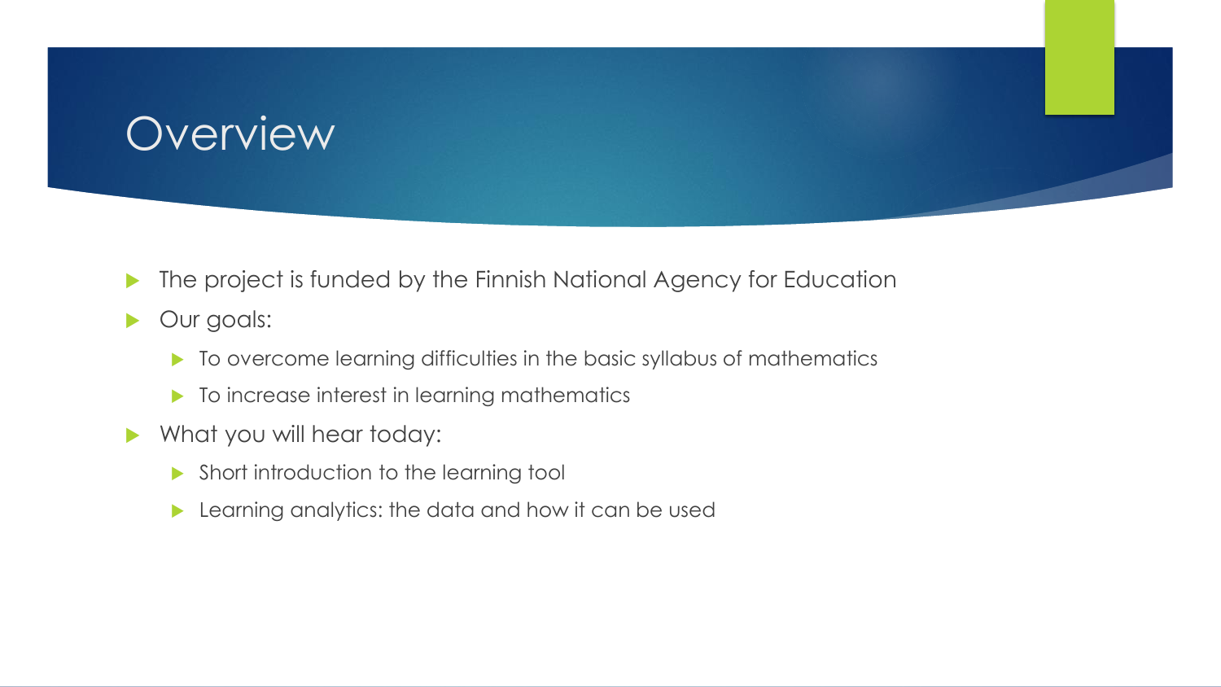# Overview

- The project is funded by the Finnish National Agency for Education
- Our goals:
  - To overcome learning difficulties in the basic syllabus of mathematics
  - To increase interest in learning mathematics
- What you will hear today:
  - Short introduction to the learning tool
  - Learning analytics: the data and how it can be used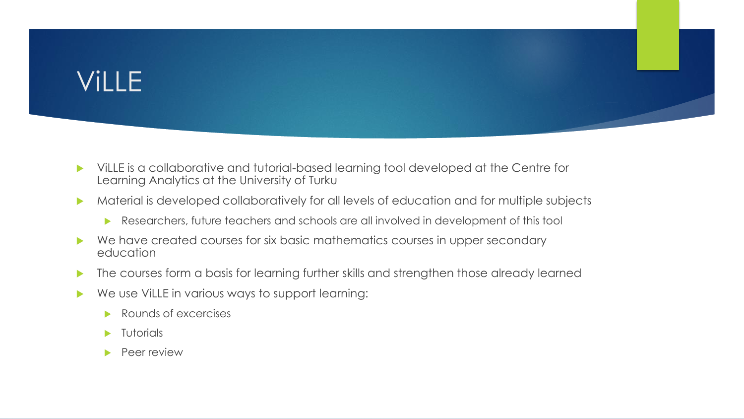# ViLLE

- ViLLE is a collaborative and tutorial-based learning tool developed at the Centre for Learning Analytics at the University of Turku
- Material is developed collaboratively for all levels of education and for multiple subjects
  - Researchers, future teachers and schools are all involved in development of this tool
- We have created courses for six basic mathematics courses in upper secondary education
- The courses form a basis for learning further skills and strengthen those already learned
- We use ViLLE in various ways to support learning:
  - Rounds of excercises
  - Tutorials
  - Peer review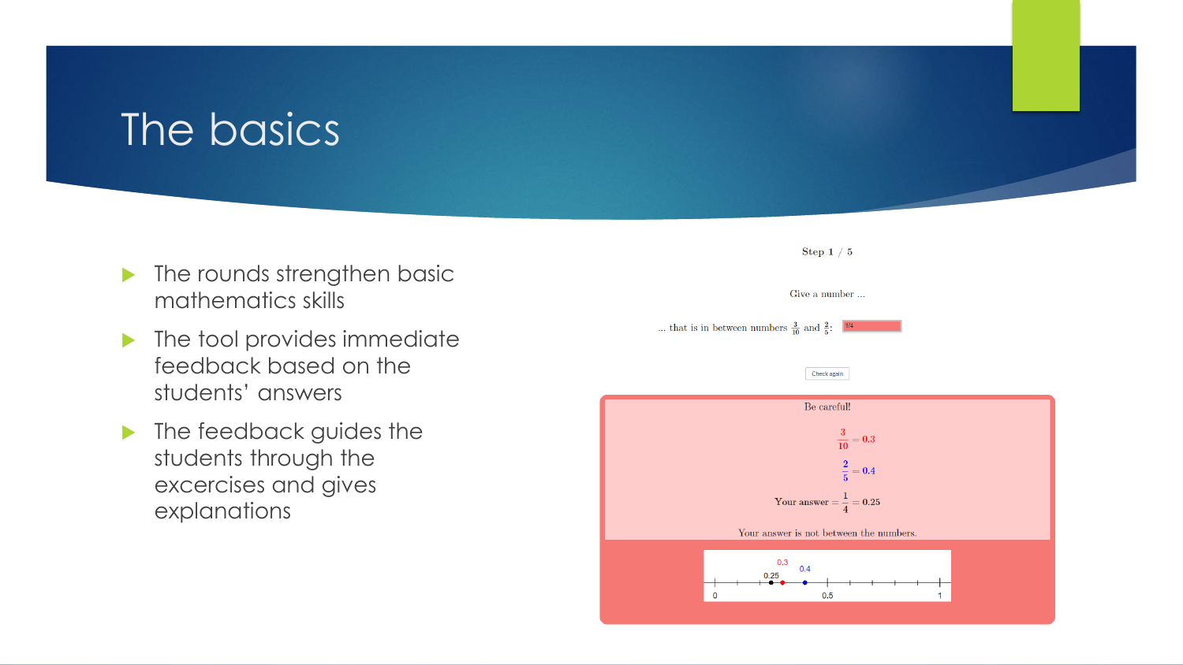# The basics

- The rounds strengthen basic mathematics skills
- The tool provides immediate feedback based on the students' answers
- The feedback guides the students through the excercises and gives explanations

Step 1 / 5

Give a number ...

... that is in between numbers $\frac{3}{10}$ and $\frac{2}{5}$: 1/4

Check again

Be careful!

$\frac{3}{10} = 0.3$

$\frac{2}{5} = 0.4$

Your answer $= \frac{1}{4} = 0.25$

Your answer is not between the numbers.

0.3 0.4 0.25 0 0.5 1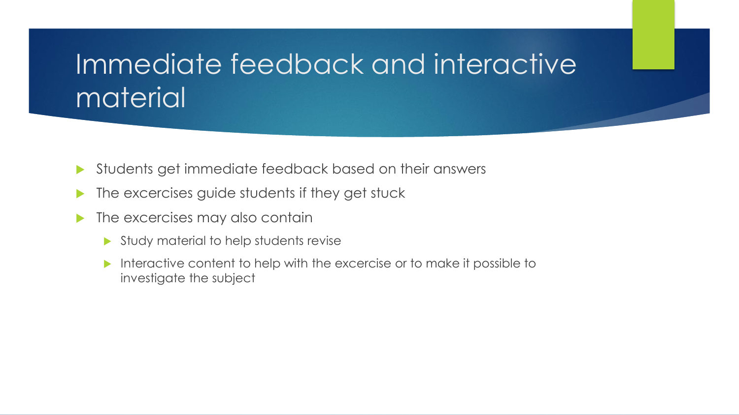# Immediate feedback and interactive material

- Students get immediate feedback based on their answers
- The excercises guide students if they get stuck
- The excercises may also contain
  - Study material to help students revise
  - Interactive content to help with the excercise or to make it possible to investigate the subject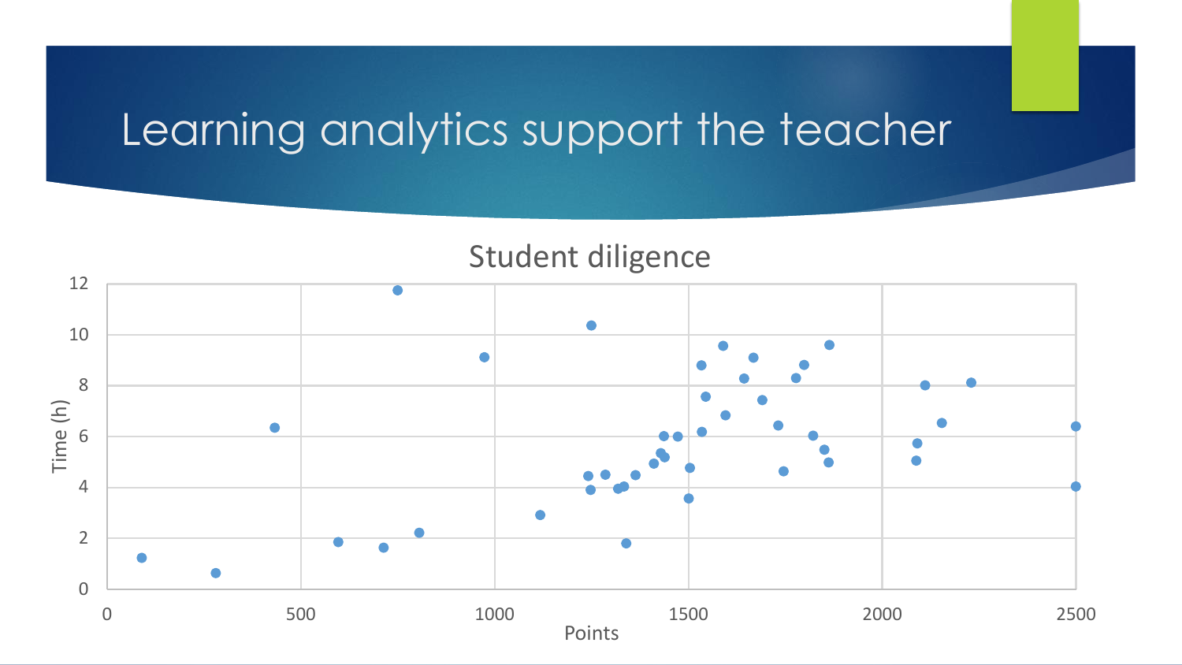# Learning analytics support the teacher

Student diligence

Time (h)

Points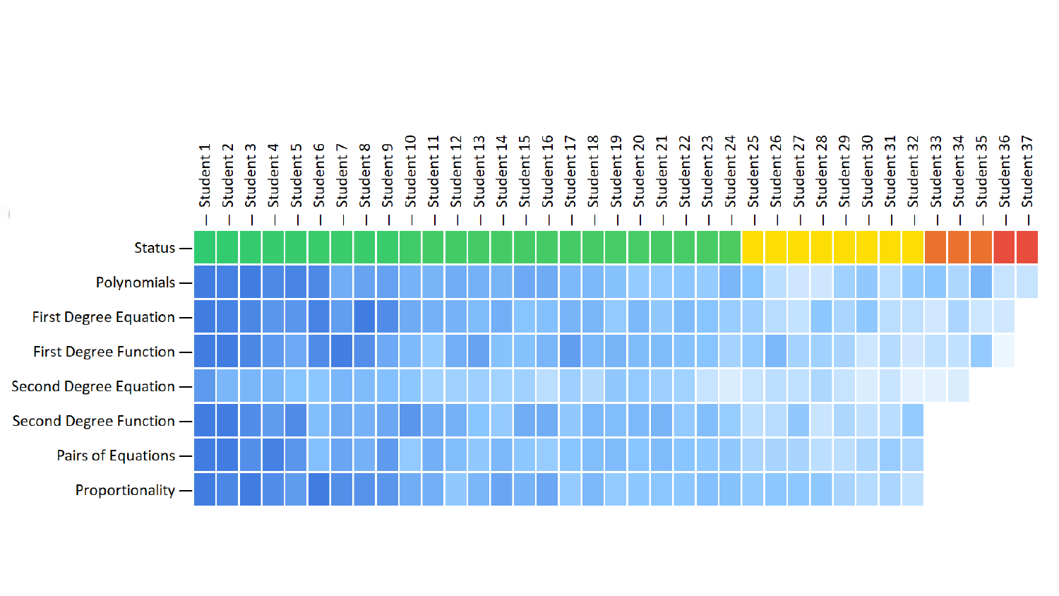Student 1, Student 2, Student 3, Student 4, Student 5, Student 6, Student 7, Student 8, Student 9, Student 10, Student 11, Student 12, Student 13, Student 14, Student 15, Student 16, Student 17, Student 18, Student 19, Student 20, Student 21, Student 22, Student 23, Student 24, Student 25, Student 26, Student 27, Student 28, Student 29, Student 30, Student 31, Student 32, Student 33, Student 34, Student 35, Student 36, Student 37

Status

Polynomials

First Degree Equation

First Degree Function

Second Degree Equation

Second Degree Function

Pairs of Equations

Proportionality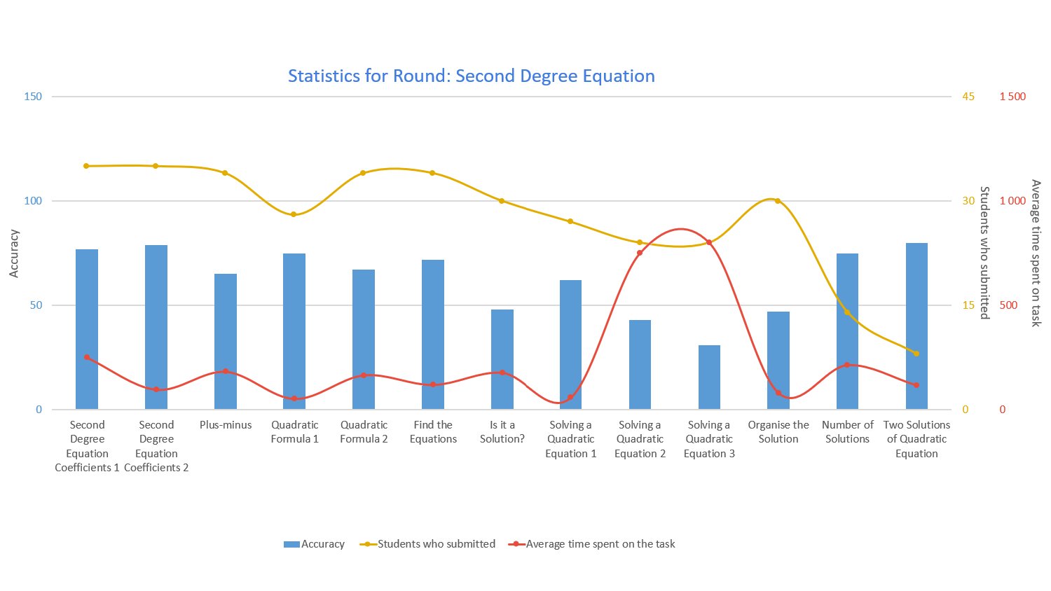## Statistics for Round: Second Degree Equation

Accuracy: 0, 50, 100, 150

Students who submitted: 0, 15, 30, 45

Average time spent on task: 0, 500, 1 000, 1 500

Second Degree Equation Coefficients 1 · Second Degree Equation Coefficients 2 · Plus-minus · Quadratic Formula 1 · Quadratic Formula 2 · Find the Equations · Is it a Solution? · Solving a Quadratic Equation 1 · Solving a Quadratic Equation 2 · Solving a Quadratic Equation 3 · Organise the Solution · Number of Solutions · Two Solutions of Quadratic Equation

Accuracy · Students who submitted · Average time spent on the task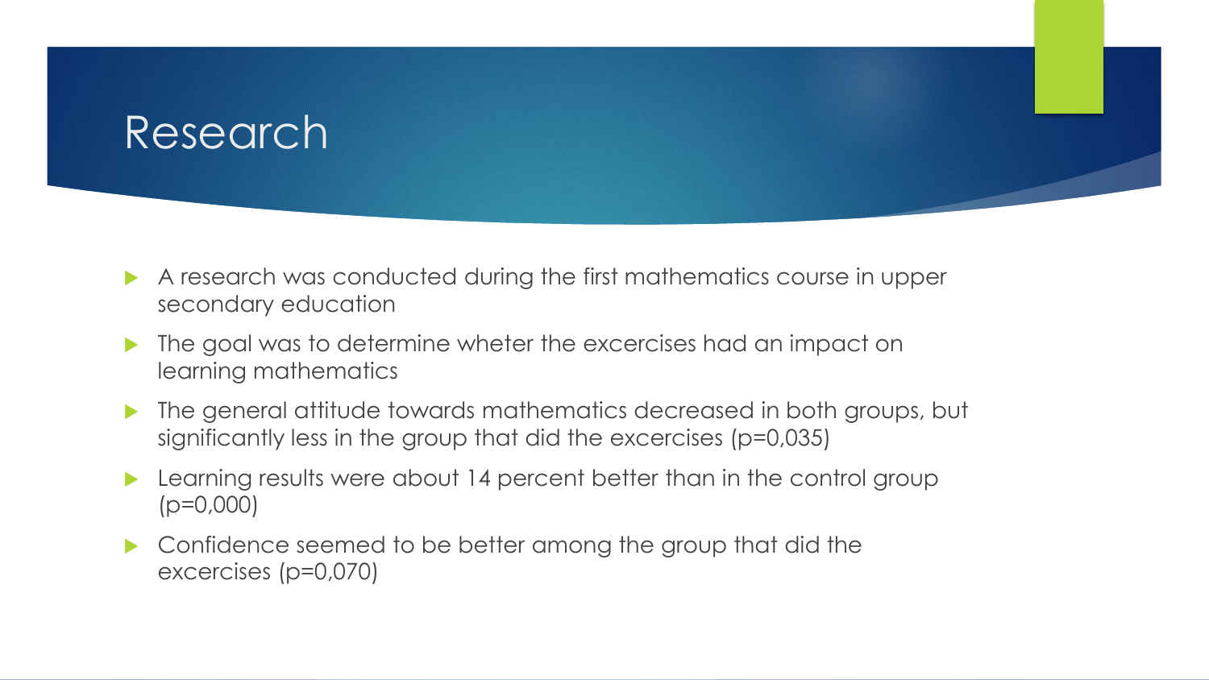# Research

- A research was conducted during the first mathematics course in upper secondary education
- The goal was to determine wheter the excercises had an impact on learning mathematics
- The general attitude towards mathematics decreased in both groups, but significantly less in the group that did the excercises ($p=0{,}035$)
- Learning results were about 14 percent better than in the control group ($p=0{,}000$)
- Confidence seemed to be better among the group that did the excercises ($p=0{,}070$)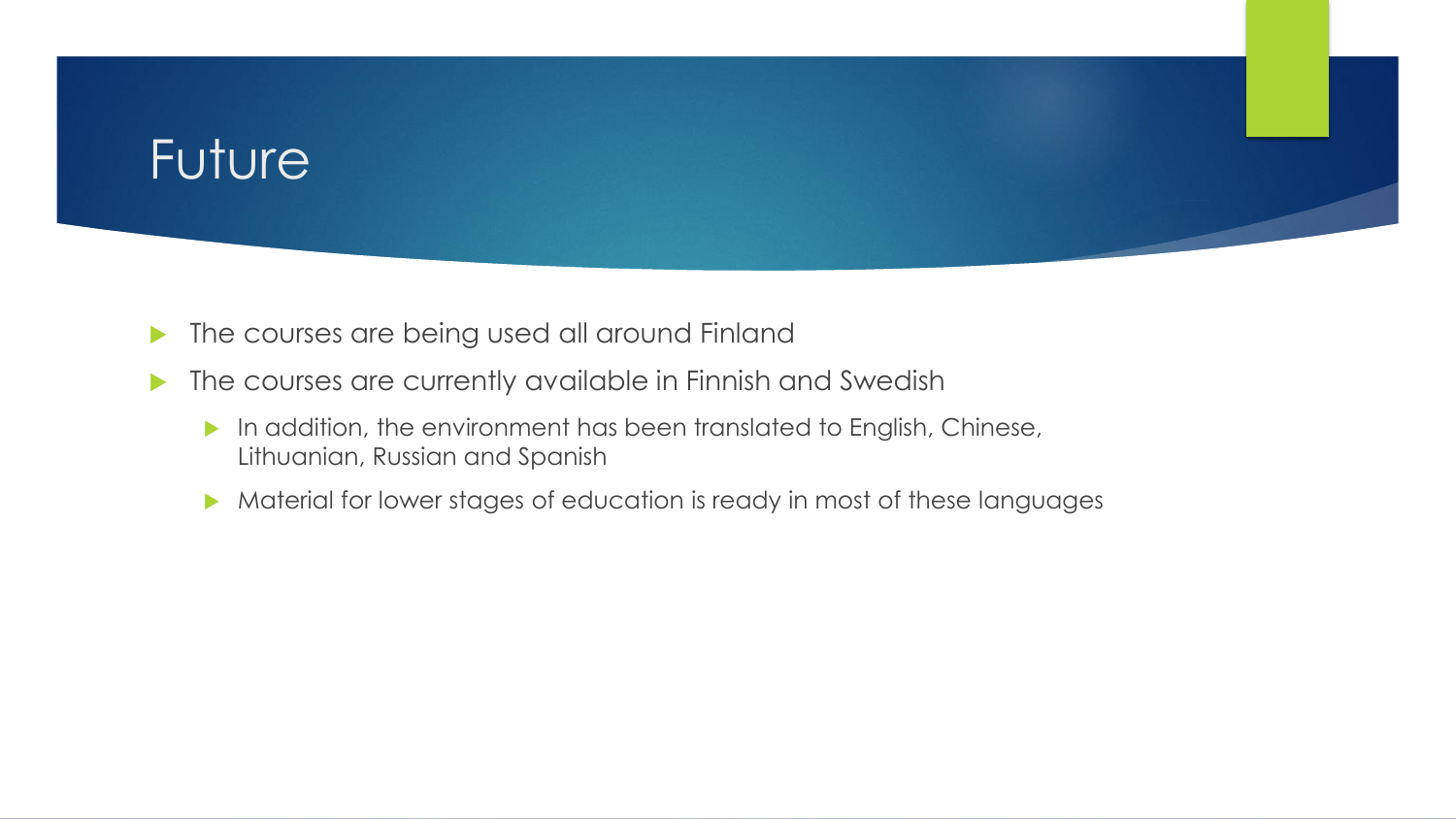# Future

- The courses are being used all around Finland
- The courses are currently available in Finnish and Swedish
  - In addition, the environment has been translated to English, Chinese, Lithuanian, Russian and Spanish
  - Material for lower stages of education is ready in most of these languages